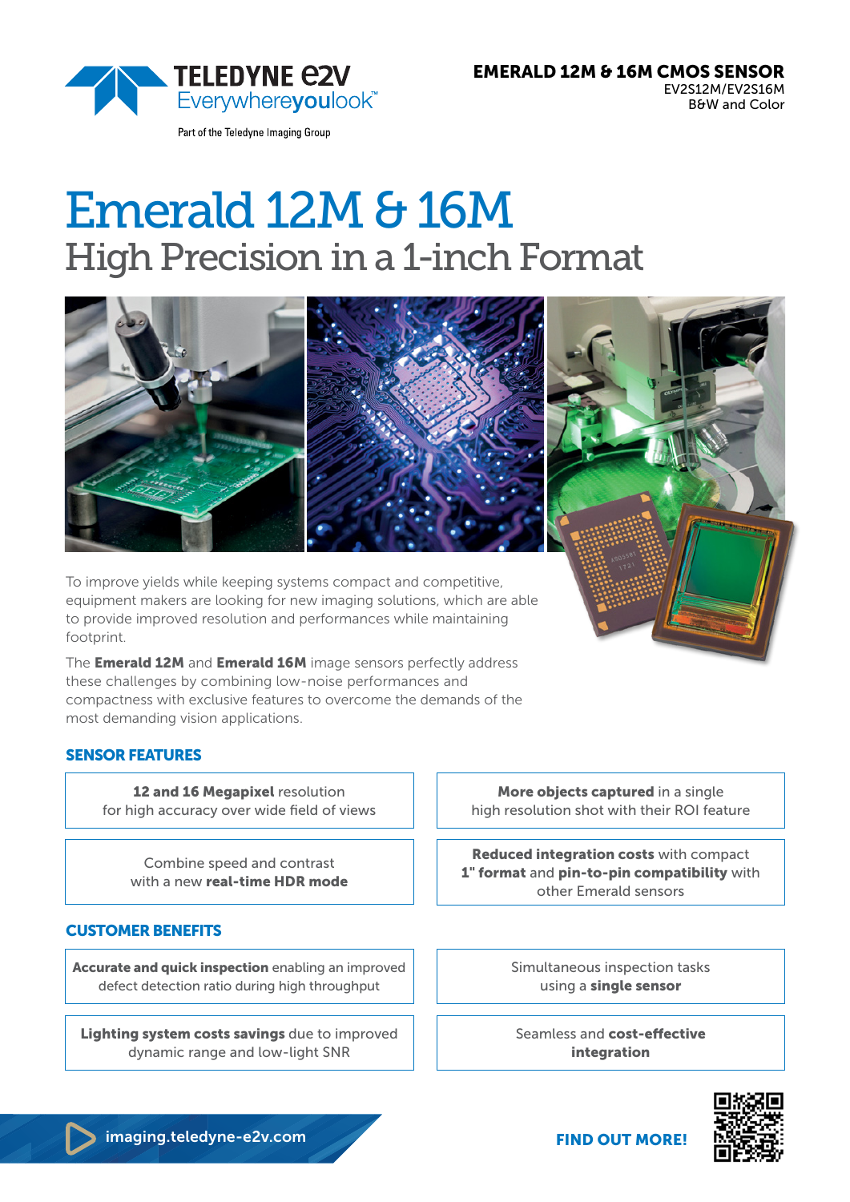TELEDYNE e2V
Everywhereyoulook™

Part of the Teledyne Imaging Group

**EMERALD 12M & 16M CMOS SENSOR**
EV2S12M/EV2S16M
B&W and Color

# Emerald 12M & 16M
## High Precision in a 1-inch Format

To improve yields while keeping systems compact and competitive, equipment makers are looking for new imaging solutions, which are able to provide improved resolution and performances while maintaining footprint.

The **Emerald 12M** and **Emerald 16M** image sensors perfectly address these challenges by combining low-noise performances and compactness with exclusive features to overcome the demands of the most demanding vision applications.

### SENSOR FEATURES

- **12 and 16 Megapixel** resolution for high accuracy over wide field of views
- **More objects captured** in a single high resolution shot with their ROI feature
- Combine speed and contrast with a new **real-time HDR mode**
- **Reduced integration costs** with compact **1" format** and **pin-to-pin compatibility** with other Emerald sensors

### CUSTOMER BENEFITS

- **Accurate and quick inspection** enabling an improved defect detection ratio during high throughput
- Simultaneous inspection tasks using a **single sensor**
- **Lighting system costs savings** due to improved dynamic range and low-light SNR
- Seamless and **cost-effective integration**

imaging.teledyne-e2v.com

**FIND OUT MORE!**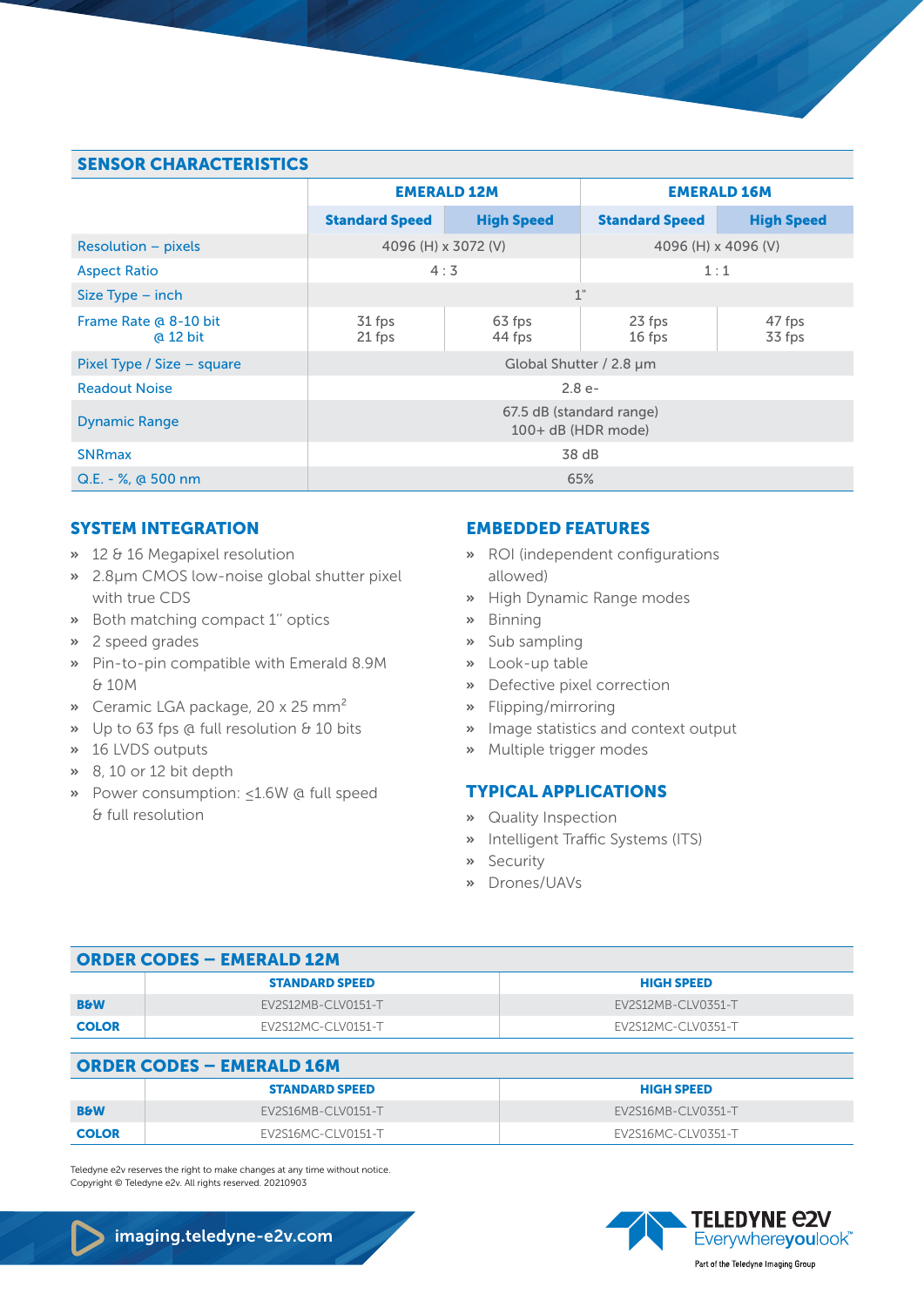## SENSOR CHARACTERISTICS

| | EMERALD 12M | | EMERALD 16M | |
|---|---|---|---|---|
| | Standard Speed | High Speed | Standard Speed | High Speed |
| Resolution – pixels | 4096 (H) x 3072 (V) | | 4096 (H) x 4096 (V) | |
| Aspect Ratio | 4 : 3 | | 1 : 1 | |
| Size Type – inch | 1" | | | |
| Frame Rate @ 8-10 bit<br>@ 12 bit | 31 fps<br>21 fps | 63 fps<br>44 fps | 23 fps<br>16 fps | 47 fps<br>33 fps |
| Pixel Type / Size – square | Global Shutter / 2.8 µm | | | |
| Readout Noise | 2.8 e- | | | |
| Dynamic Range | 67.5 dB (standard range)<br>100+ dB (HDR mode) | | | |
| SNRmax | 38 dB | | | |
| Q.E. - %, @ 500 nm | 65% | | | |

## SYSTEM INTEGRATION

- 12 & 16 Megapixel resolution
- 2.8µm CMOS low-noise global shutter pixel with true CDS
- Both matching compact 1" optics
- 2 speed grades
- Pin-to-pin compatible with Emerald 8.9M & 10M
- Ceramic LGA package, 20 x 25 mm$^2$
- Up to 63 fps @ full resolution & 10 bits
- 16 LVDS outputs
- 8, 10 or 12 bit depth
- Power consumption: ≤1.6W @ full speed & full resolution

## EMBEDDED FEATURES

- ROI (independent configurations allowed)
- High Dynamic Range modes
- Binning
- Sub sampling
- Look-up table
- Defective pixel correction
- Flipping/mirroring
- Image statistics and context output
- Multiple trigger modes

## TYPICAL APPLICATIONS

- Quality Inspection
- Intelligent Traffic Systems (ITS)
- Security
- Drones/UAVs

## ORDER CODES – EMERALD 12M

| | STANDARD SPEED | HIGH SPEED |
|---|---|---|
| B&W | EV2S12MB-CLV0151-T | EV2S12MB-CLV0351-T |
| COLOR | EV2S12MC-CLV0151-T | EV2S12MC-CLV0351-T |

## ORDER CODES – EMERALD 16M

| | STANDARD SPEED | HIGH SPEED |
|---|---|---|
| B&W | EV2S16MB-CLV0151-T | EV2S16MB-CLV0351-T |
| COLOR | EV2S16MC-CLV0151-T | EV2S16MC-CLV0351-T |

Teledyne e2v reserves the right to make changes at any time without notice.
Copyright © Teledyne e2v. All rights reserved. 20210903

imaging.teledyne-e2v.com

TELEDYNE e2v
Everywhereyoulook™
Part of the Teledyne Imaging Group